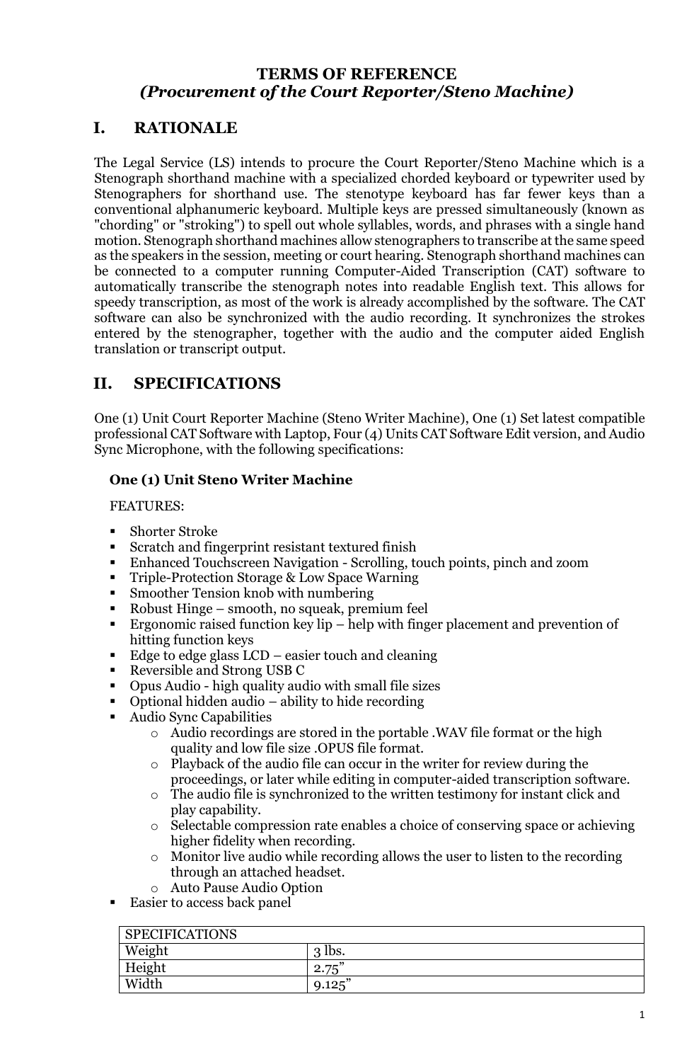# TERMS OF REFERENCE
## *(Procurement of the Court Reporter/Steno Machine)*

## I. RATIONALE

The Legal Service (LS) intends to procure the Court Reporter/Steno Machine which is a Stenograph shorthand machine with a specialized chorded keyboard or typewriter used by Stenographers for shorthand use. The stenotype keyboard has far fewer keys than a conventional alphanumeric keyboard. Multiple keys are pressed simultaneously (known as "chording" or "stroking") to spell out whole syllables, words, and phrases with a single hand motion. Stenograph shorthand machines allow stenographers to transcribe at the same speed as the speakers in the session, meeting or court hearing. Stenograph shorthand machines can be connected to a computer running Computer-Aided Transcription (CAT) software to automatically transcribe the stenograph notes into readable English text. This allows for speedy transcription, as most of the work is already accomplished by the software. The CAT software can also be synchronized with the audio recording. It synchronizes the strokes entered by the stenographer, together with the audio and the computer aided English translation or transcript output.

## II. SPECIFICATIONS

One (1) Unit Court Reporter Machine (Steno Writer Machine), One (1) Set latest compatible professional CAT Software with Laptop, Four (4) Units CAT Software Edit version, and Audio Sync Microphone, with the following specifications:

### One (1) Unit Steno Writer Machine

FEATURES:

- Shorter Stroke
- Scratch and fingerprint resistant textured finish
- Enhanced Touchscreen Navigation - Scrolling, touch points, pinch and zoom
- Triple-Protection Storage & Low Space Warning
- Smoother Tension knob with numbering
- Robust Hinge – smooth, no squeak, premium feel
- Ergonomic raised function key lip – help with finger placement and prevention of hitting function keys
- Edge to edge glass LCD – easier touch and cleaning
- Reversible and Strong USB C
- Opus Audio - high quality audio with small file sizes
- Optional hidden audio – ability to hide recording
- Audio Sync Capabilities
  - Audio recordings are stored in the portable .WAV file format or the high quality and low file size .OPUS file format.
  - Playback of the audio file can occur in the writer for review during the proceedings, or later while editing in computer-aided transcription software.
  - The audio file is synchronized to the written testimony for instant click and play capability.
  - Selectable compression rate enables a choice of conserving space or achieving higher fidelity when recording.
  - Monitor live audio while recording allows the user to listen to the recording through an attached headset.
  - Auto Pause Audio Option
- Easier to access back panel

| SPECIFICATIONS | |
|---|---|
| Weight | 3 lbs. |
| Height | 2.75" |
| Width | 9.125" |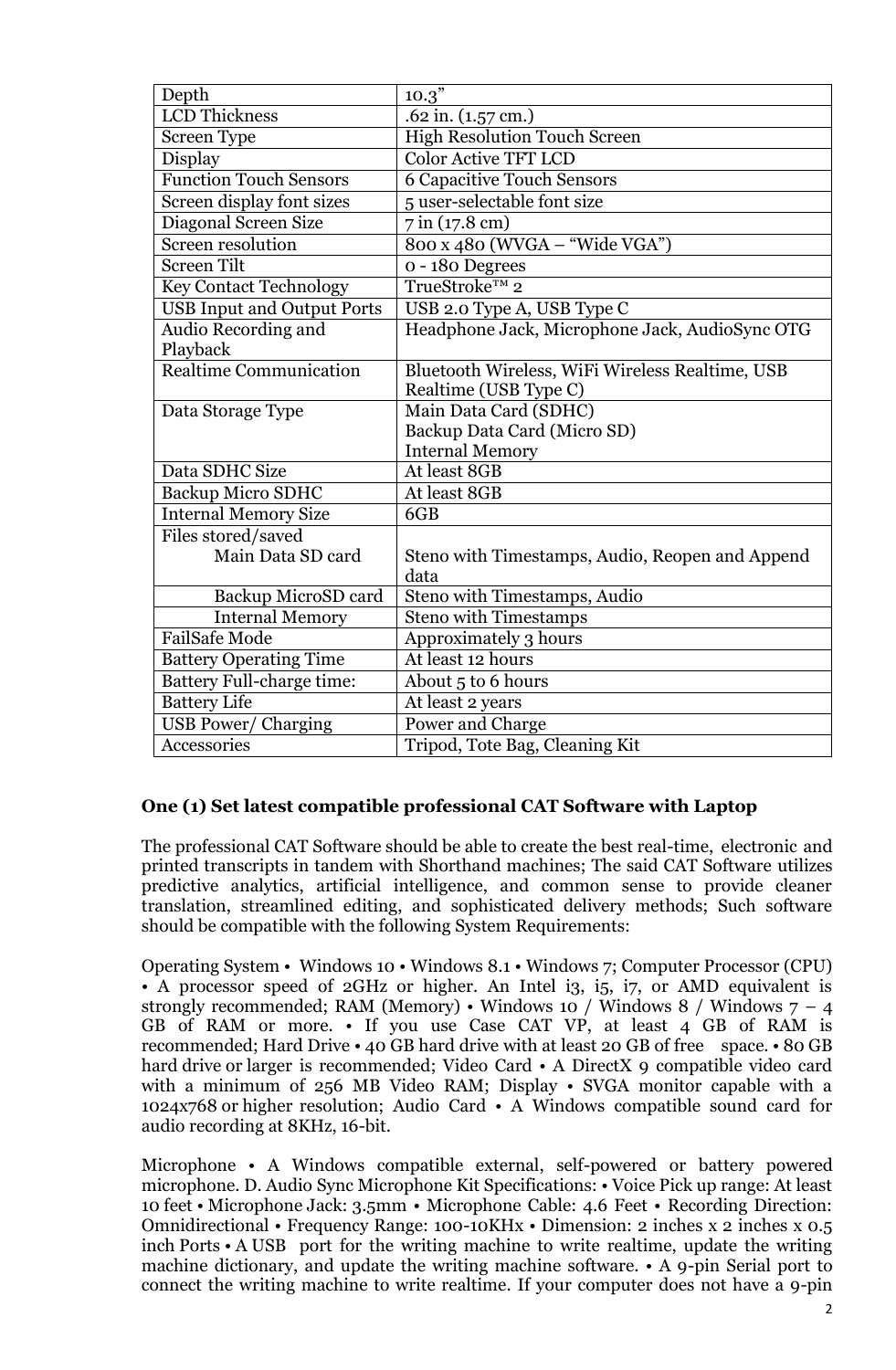| Depth | 10.3” |
|---|---|
| LCD Thickness | .62 in. (1.57 cm.) |
| Screen Type | High Resolution Touch Screen |
| Display | Color Active TFT LCD |
| Function Touch Sensors | 6 Capacitive Touch Sensors |
| Screen display font sizes | 5 user-selectable font size |
| Diagonal Screen Size | 7 in (17.8 cm) |
| Screen resolution | 800 x 480 (WVGA – “Wide VGA”) |
| Screen Tilt | 0 - 180 Degrees |
| Key Contact Technology | TrueStroke™ 2 |
| USB Input and Output Ports | USB 2.0 Type A, USB Type C |
| Audio Recording and Playback | Headphone Jack, Microphone Jack, AudioSync OTG |
| Realtime Communication | Bluetooth Wireless, WiFi Wireless Realtime, USB Realtime (USB Type C) |
| Data Storage Type | Main Data Card (SDHC)<br>Backup Data Card (Micro SD)<br>Internal Memory |
| Data SDHC Size | At least 8GB |
| Backup Micro SDHC | At least 8GB |
| Internal Memory Size | 6GB |
| Files stored/saved<br>Main Data SD card | Steno with Timestamps, Audio, Reopen and Append data |
| Backup MicroSD card | Steno with Timestamps, Audio |
| Internal Memory | Steno with Timestamps |
| FailSafe Mode | Approximately 3 hours |
| Battery Operating Time | At least 12 hours |
| Battery Full-charge time: | About 5 to 6 hours |
| Battery Life | At least 2 years |
| USB Power/ Charging | Power and Charge |
| Accessories | Tripod, Tote Bag, Cleaning Kit |

**One (1) Set latest compatible professional CAT Software with Laptop**

The professional CAT Software should be able to create the best real-time, electronic and printed transcripts in tandem with Shorthand machines; The said CAT Software utilizes predictive analytics, artificial intelligence, and common sense to provide cleaner translation, streamlined editing, and sophisticated delivery methods; Such software should be compatible with the following System Requirements:

Operating System • Windows 10 • Windows 8.1 • Windows 7; Computer Processor (CPU) • A processor speed of 2GHz or higher. An Intel i3, i5, i7, or AMD equivalent is strongly recommended; RAM (Memory) • Windows 10 / Windows 8 / Windows 7 – 4 GB of RAM or more. • If you use Case CAT VP, at least 4 GB of RAM is recommended; Hard Drive • 40 GB hard drive with at least 20 GB of free space. • 80 GB hard drive or larger is recommended; Video Card • A DirectX 9 compatible video card with a minimum of 256 MB Video RAM; Display • SVGA monitor capable with a 1024x768 or higher resolution; Audio Card • A Windows compatible sound card for audio recording at 8KHz, 16-bit.

Microphone • A Windows compatible external, self-powered or battery powered microphone. D. Audio Sync Microphone Kit Specifications: • Voice Pick up range: At least 10 feet • Microphone Jack: 3.5mm • Microphone Cable: 4.6 Feet • Recording Direction: Omnidirectional • Frequency Range: 100-10KHx • Dimension: 2 inches x 2 inches x 0.5 inch Ports • A USB port for the writing machine to write realtime, update the writing machine dictionary, and update the writing machine software. • A 9-pin Serial port to connect the writing machine to write realtime. If your computer does not have a 9-pin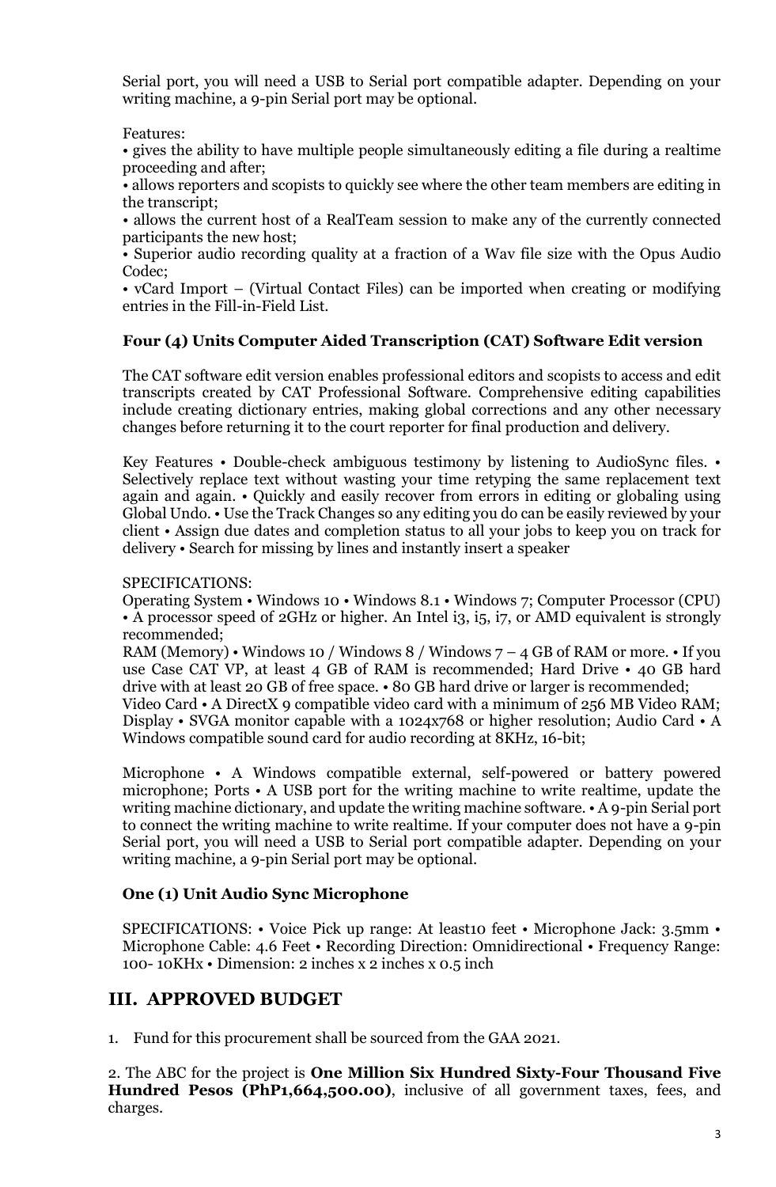Serial port, you will need a USB to Serial port compatible adapter. Depending on your writing machine, a 9-pin Serial port may be optional.

Features:
• gives the ability to have multiple people simultaneously editing a file during a realtime proceeding and after;
• allows reporters and scopists to quickly see where the other team members are editing in the transcript;
• allows the current host of a RealTeam session to make any of the currently connected participants the new host;
• Superior audio recording quality at a fraction of a Wav file size with the Opus Audio Codec;
• vCard Import – (Virtual Contact Files) can be imported when creating or modifying entries in the Fill-in-Field List.

**Four (4) Units Computer Aided Transcription (CAT) Software Edit version**

The CAT software edit version enables professional editors and scopists to access and edit transcripts created by CAT Professional Software. Comprehensive editing capabilities include creating dictionary entries, making global corrections and any other necessary changes before returning it to the court reporter for final production and delivery.

Key Features • Double-check ambiguous testimony by listening to AudioSync files. • Selectively replace text without wasting your time retyping the same replacement text again and again. • Quickly and easily recover from errors in editing or globaling using Global Undo. • Use the Track Changes so any editing you do can be easily reviewed by your client • Assign due dates and completion status to all your jobs to keep you on track for delivery • Search for missing by lines and instantly insert a speaker

SPECIFICATIONS:
Operating System • Windows 10 • Windows 8.1 • Windows 7; Computer Processor (CPU) • A processor speed of 2GHz or higher. An Intel i3, i5, i7, or AMD equivalent is strongly recommended;
RAM (Memory) • Windows 10 / Windows 8 / Windows 7 – 4 GB of RAM or more. • If you use Case CAT VP, at least 4 GB of RAM is recommended; Hard Drive • 40 GB hard drive with at least 20 GB of free space. • 80 GB hard drive or larger is recommended;
Video Card • A DirectX 9 compatible video card with a minimum of 256 MB Video RAM; Display • SVGA monitor capable with a 1024x768 or higher resolution; Audio Card • A Windows compatible sound card for audio recording at 8KHz, 16-bit;

Microphone • A Windows compatible external, self-powered or battery powered microphone; Ports • A USB port for the writing machine to write realtime, update the writing machine dictionary, and update the writing machine software. • A 9-pin Serial port to connect the writing machine to write realtime. If your computer does not have a 9-pin Serial port, you will need a USB to Serial port compatible adapter. Depending on your writing machine, a 9-pin Serial port may be optional.

**One (1) Unit Audio Sync Microphone**

SPECIFICATIONS: • Voice Pick up range: At least10 feet • Microphone Jack: 3.5mm • Microphone Cable: 4.6 Feet • Recording Direction: Omnidirectional • Frequency Range: 100- 10KHx • Dimension: 2 inches x 2 inches x 0.5 inch

## III. APPROVED BUDGET

1. Fund for this procurement shall be sourced from the GAA 2021.

2. The ABC for the project is **One Million Six Hundred Sixty-Four Thousand Five Hundred Pesos (PhP1,664,500.00)**, inclusive of all government taxes, fees, and charges.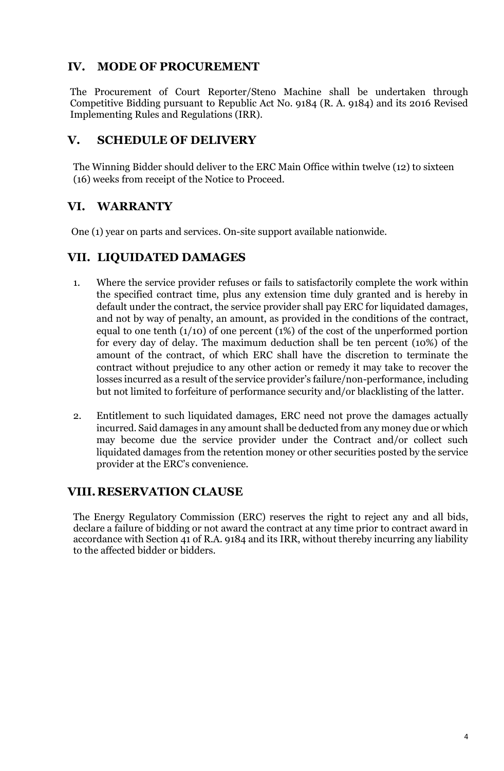## IV. MODE OF PROCUREMENT

The Procurement of Court Reporter/Steno Machine shall be undertaken through Competitive Bidding pursuant to Republic Act No. 9184 (R. A. 9184) and its 2016 Revised Implementing Rules and Regulations (IRR).

## V. SCHEDULE OF DELIVERY

The Winning Bidder should deliver to the ERC Main Office within twelve (12) to sixteen (16) weeks from receipt of the Notice to Proceed.

## VI. WARRANTY

One (1) year on parts and services. On-site support available nationwide.

## VII. LIQUIDATED DAMAGES

1. Where the service provider refuses or fails to satisfactorily complete the work within the specified contract time, plus any extension time duly granted and is hereby in default under the contract, the service provider shall pay ERC for liquidated damages, and not by way of penalty, an amount, as provided in the conditions of the contract, equal to one tenth (1/10) of one percent (1%) of the cost of the unperformed portion for every day of delay. The maximum deduction shall be ten percent (10%) of the amount of the contract, of which ERC shall have the discretion to terminate the contract without prejudice to any other action or remedy it may take to recover the losses incurred as a result of the service provider's failure/non-performance, including but not limited to forfeiture of performance security and/or blacklisting of the latter.

2. Entitlement to such liquidated damages, ERC need not prove the damages actually incurred. Said damages in any amount shall be deducted from any money due or which may become due the service provider under the Contract and/or collect such liquidated damages from the retention money or other securities posted by the service provider at the ERC's convenience.

## VIII. RESERVATION CLAUSE

The Energy Regulatory Commission (ERC) reserves the right to reject any and all bids, declare a failure of bidding or not award the contract at any time prior to contract award in accordance with Section 41 of R.A. 9184 and its IRR, without thereby incurring any liability to the affected bidder or bidders.